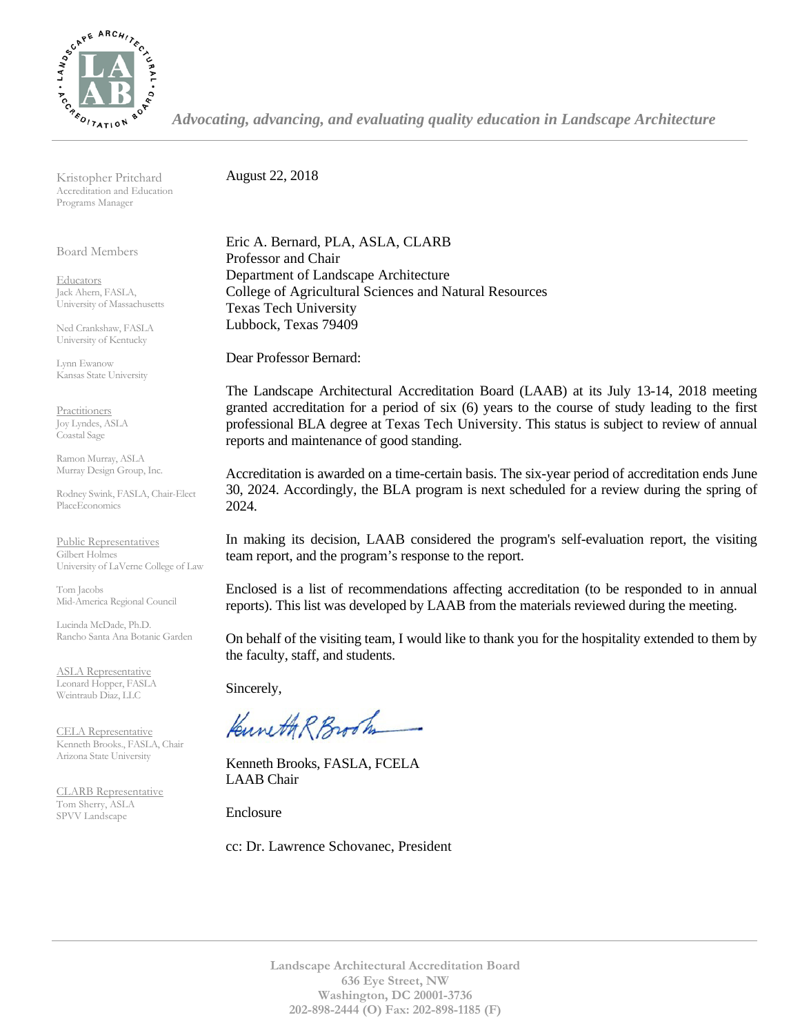*Advocating, advancing, and evaluating quality education in Landscape Architecture*

Kristopher Pritchard
Accreditation and Education Programs Manager

Board Members

Educators
Jack Ahern, FASLA, University of Massachusetts

Ned Crankshaw, FASLA
University of Kentucky

Lynn Ewanow
Kansas State University

Practitioners
Joy Lyndes, ASLA
Coastal Sage

Ramon Murray, ASLA
Murray Design Group, Inc.

Rodney Swink, FASLA, Chair-Elect
PlaceEconomics

Public Representatives
Gilbert Holmes
University of LaVerne College of Law

Tom Jacobs
Mid-America Regional Council

Lucinda McDade, Ph.D.
Rancho Santa Ana Botanic Garden

ASLA Representative
Leonard Hopper, FASLA
Weintraub Diaz, LLC

CELA Representative
Kenneth Brooks., FASLA, Chair
Arizona State University

CLARB Representative
Tom Sherry, ASLA
SPVV Landscape

---

August 22, 2018

Eric A. Bernard, PLA, ASLA, CLARB
Professor and Chair
Department of Landscape Architecture
College of Agricultural Sciences and Natural Resources
Texas Tech University
Lubbock, Texas 79409

Dear Professor Bernard:

The Landscape Architectural Accreditation Board (LAAB) at its July 13-14, 2018 meeting granted accreditation for a period of six (6) years to the course of study leading to the first professional BLA degree at Texas Tech University. This status is subject to review of annual reports and maintenance of good standing.

Accreditation is awarded on a time-certain basis. The six-year period of accreditation ends June 30, 2024. Accordingly, the BLA program is next scheduled for a review during the spring of 2024.

In making its decision, LAAB considered the program's self-evaluation report, the visiting team report, and the program's response to the report.

Enclosed is a list of recommendations affecting accreditation (to be responded to in annual reports). This list was developed by LAAB from the materials reviewed during the meeting.

On behalf of the visiting team, I would like to thank you for the hospitality extended to them by the faculty, staff, and students.

Sincerely,

Kenneth R Brooks

Kenneth Brooks, FASLA, FCELA
LAAB Chair

Enclosure

cc: Dr. Lawrence Schovanec, President

---

**Landscape Architectural Accreditation Board**
**636 Eye Street, NW**
**Washington, DC 20001-3736**
**202-898-2444 (O) Fax: 202-898-1185 (F)**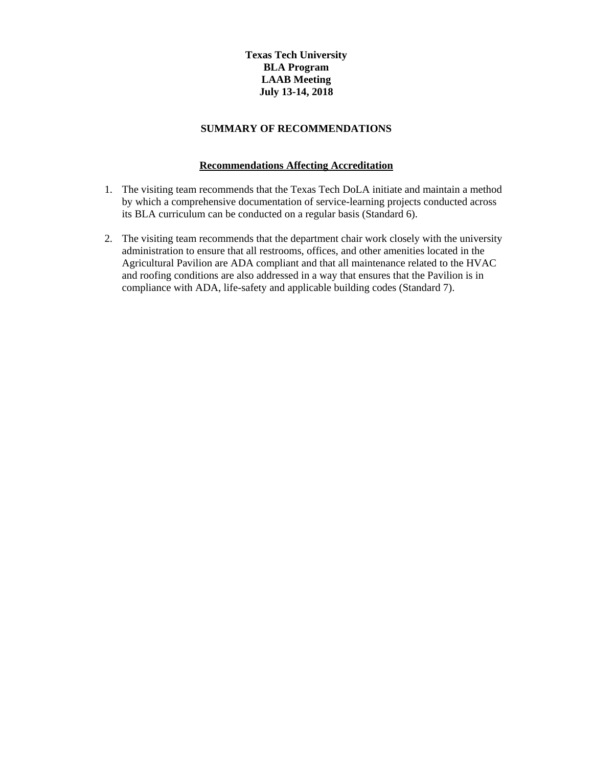**Texas Tech University**
**BLA Program**
**LAAB Meeting**
**July 13-14, 2018**

## SUMMARY OF RECOMMENDATIONS

### <u>Recommendations Affecting Accreditation</u>

1. The visiting team recommends that the Texas Tech DoLA initiate and maintain a method by which a comprehensive documentation of service-learning projects conducted across its BLA curriculum can be conducted on a regular basis (Standard 6).

2. The visiting team recommends that the department chair work closely with the university administration to ensure that all restrooms, offices, and other amenities located in the Agricultural Pavilion are ADA compliant and that all maintenance related to the HVAC and roofing conditions are also addressed in a way that ensures that the Pavilion is in compliance with ADA, life-safety and applicable building codes (Standard 7).